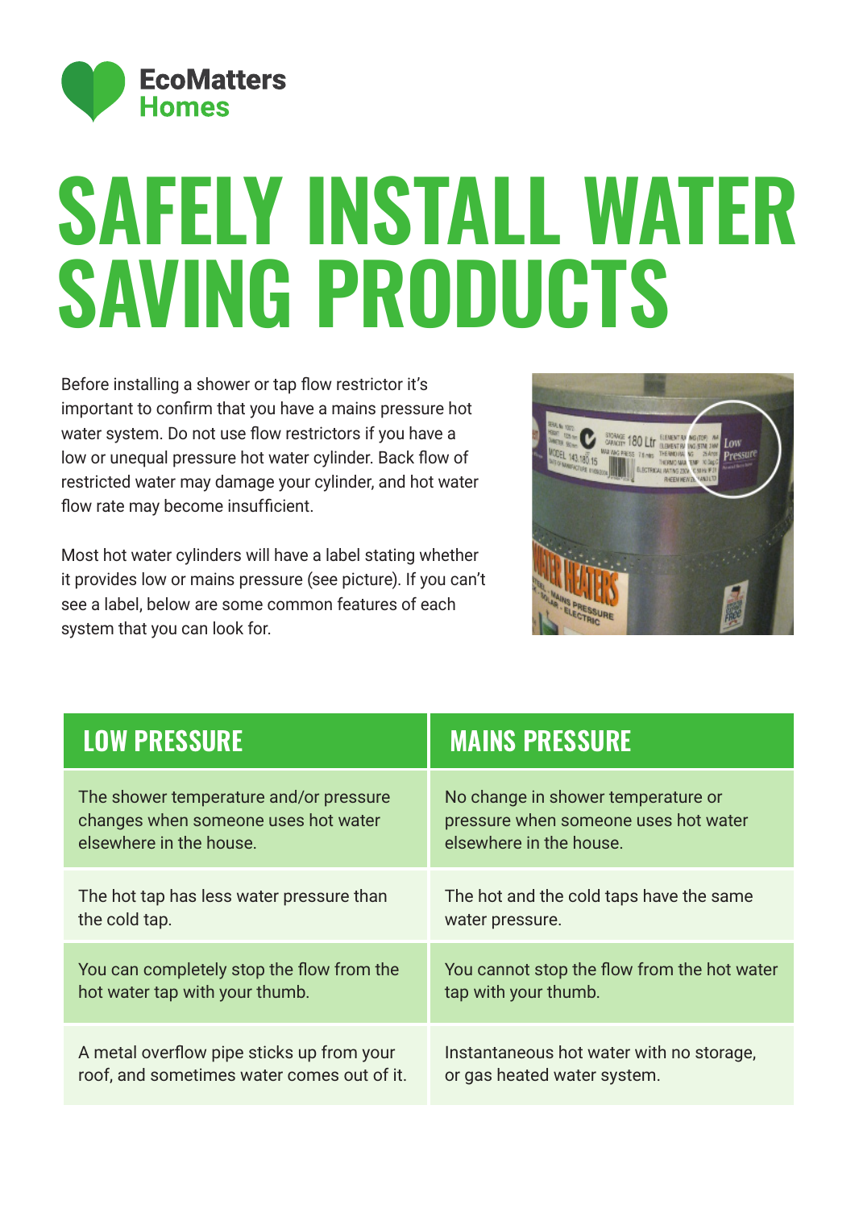EcoMatters Homes

# SAFELY INSTALL WATER SAVING PRODUCTS

Before installing a shower or tap flow restrictor it's important to confirm that you have a mains pressure hot water system. Do not use flow restrictors if you have a low or unequal pressure hot water cylinder. Back flow of restricted water may damage your cylinder, and hot water flow rate may become insufficient.

Most hot water cylinders will have a label stating whether it provides low or mains pressure (see picture). If you can't see a label, below are some common features of each system that you can look for.

| LOW PRESSURE | MAINS PRESSURE |
|---|---|
| The shower temperature and/or pressure changes when someone uses hot water elsewhere in the house. | No change in shower temperature or pressure when someone uses hot water elsewhere in the house. |
| The hot tap has less water pressure than the cold tap. | The hot and the cold taps have the same water pressure. |
| You can completely stop the flow from the hot water tap with your thumb. | You cannot stop the flow from the hot water tap with your thumb. |
| A metal overflow pipe sticks up from your roof, and sometimes water comes out of it. | Instantaneous hot water with no storage, or gas heated water system. |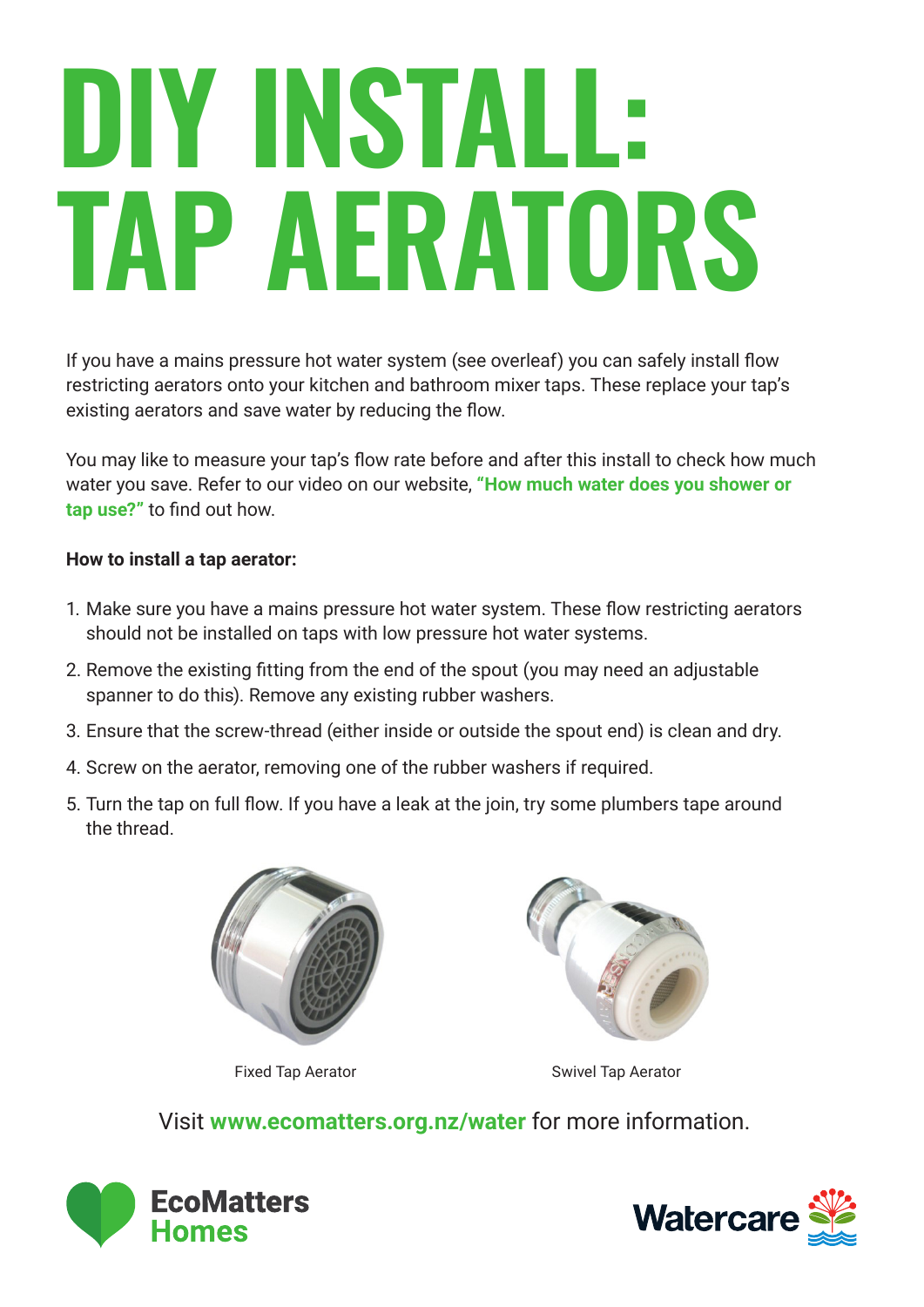# DIY INSTALL: TAP AERATORS

If you have a mains pressure hot water system (see overleaf) you can safely install flow restricting aerators onto your kitchen and bathroom mixer taps. These replace your tap's existing aerators and save water by reducing the flow.

You may like to measure your tap's flow rate before and after this install to check how much water you save. Refer to our video on our website, **"How much water does you shower or tap use?"** to find out how.

**How to install a tap aerator:**

1. Make sure you have a mains pressure hot water system. These flow restricting aerators should not be installed on taps with low pressure hot water systems.
2. Remove the existing fitting from the end of the spout (you may need an adjustable spanner to do this). Remove any existing rubber washers.
3. Ensure that the screw-thread (either inside or outside the spout end) is clean and dry.
4. Screw on the aerator, removing one of the rubber washers if required.
5. Turn the tap on full flow. If you have a leak at the join, try some plumbers tape around the thread.

Fixed Tap Aerator

Swivel Tap Aerator

Visit **www.ecomatters.org.nz/water** for more information.

EcoMatters Homes

Watercare